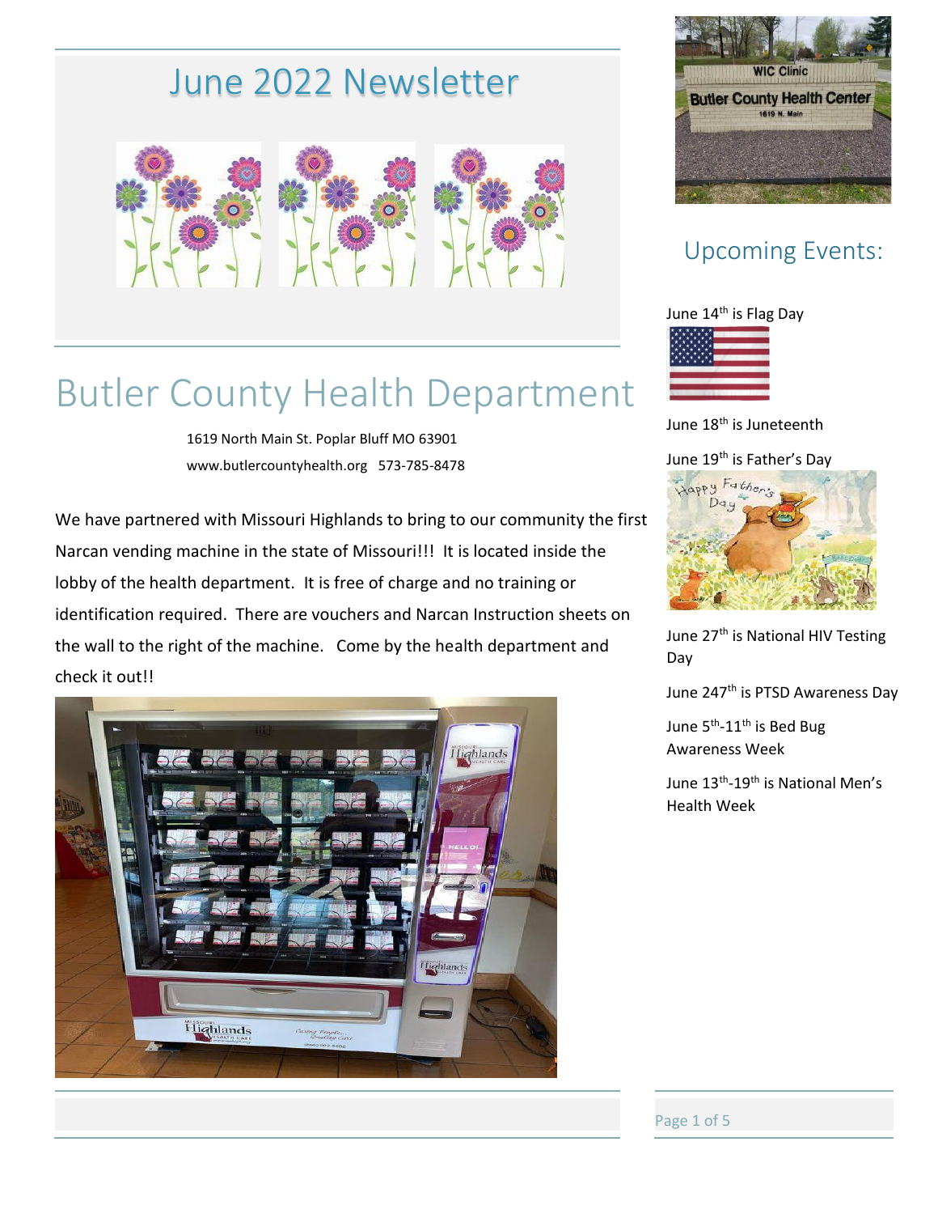# June 2022 Newsletter

# Butler County Health Department

1619 North Main St. Poplar Bluff MO 63901

www.butlercountyhealth.org 573-785-8478

We have partnered with Missouri Highlands to bring to our community the first Narcan vending machine in the state of Missouri!!! It is located inside the lobby of the health department. It is free of charge and no training or identification required. There are vouchers and Narcan Instruction sheets on the wall to the right of the machine. Come by the health department and check it out!!

## Upcoming Events:

June 14th is Flag Day

June 18th is Juneteenth

June 19th is Father's Day

June 27th is National HIV Testing Day

June 247th is PTSD Awareness Day

June 5th-11th is Bed Bug Awareness Week

June 13th-19th is National Men's Health Week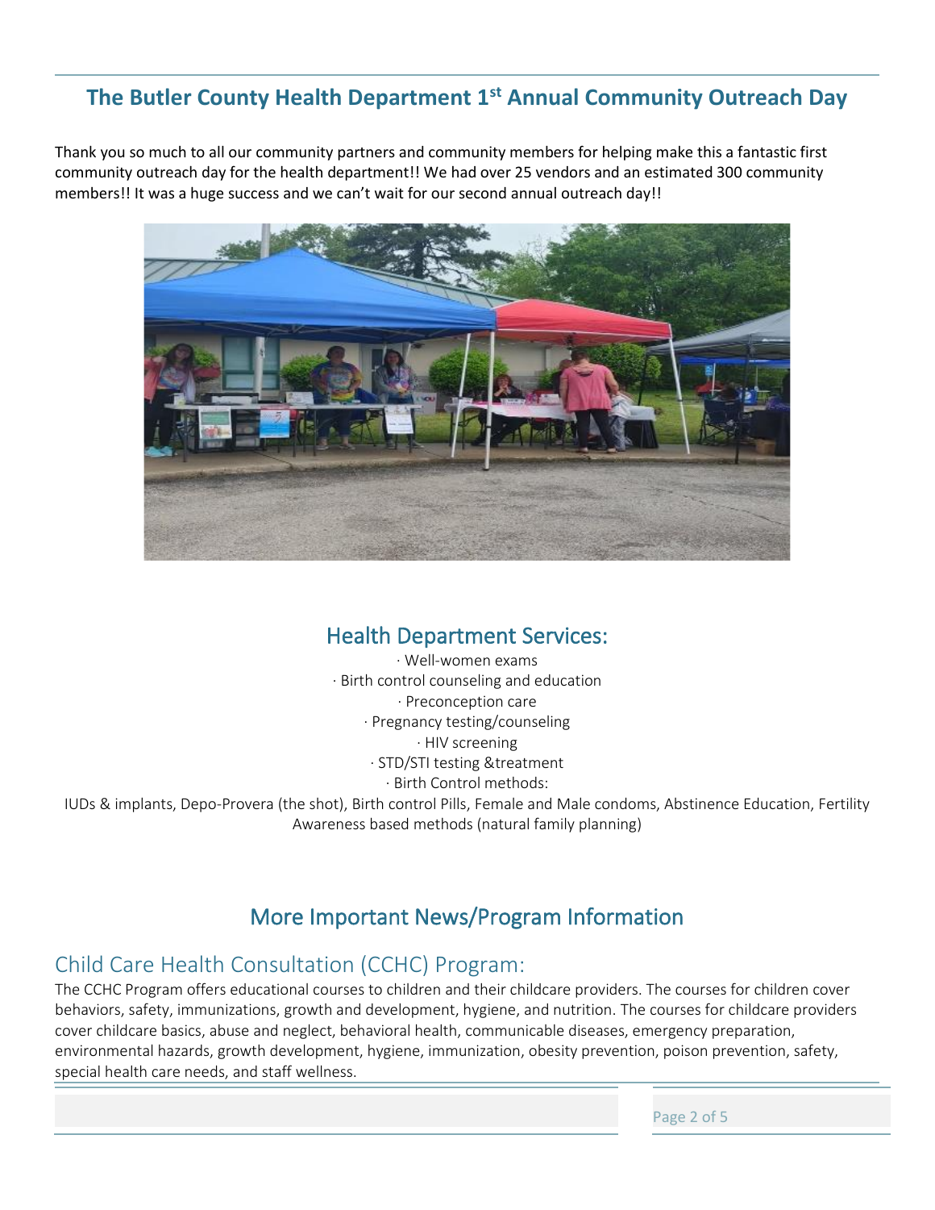## The Butler County Health Department 1st Annual Community Outreach Day

Thank you so much to all our community partners and community members for helping make this a fantastic first community outreach day for the health department!! We had over 25 vendors and an estimated 300 community members!! It was a huge success and we can't wait for our second annual outreach day!!

## Health Department Services:

· Well-women exams
· Birth control counseling and education
· Preconception care
· Pregnancy testing/counseling
· HIV screening
· STD/STI testing &treatment
· Birth Control methods:
IUDs & implants, Depo-Provera (the shot), Birth control Pills, Female and Male condoms, Abstinence Education, Fertility Awareness based methods (natural family planning)

## More Important News/Program Information

### Child Care Health Consultation (CCHC) Program:

The CCHC Program offers educational courses to children and their childcare providers. The courses for children cover behaviors, safety, immunizations, growth and development, hygiene, and nutrition. The courses for childcare providers cover childcare basics, abuse and neglect, behavioral health, communicable diseases, emergency preparation, environmental hazards, growth development, hygiene, immunization, obesity prevention, poison prevention, safety, special health care needs, and staff wellness.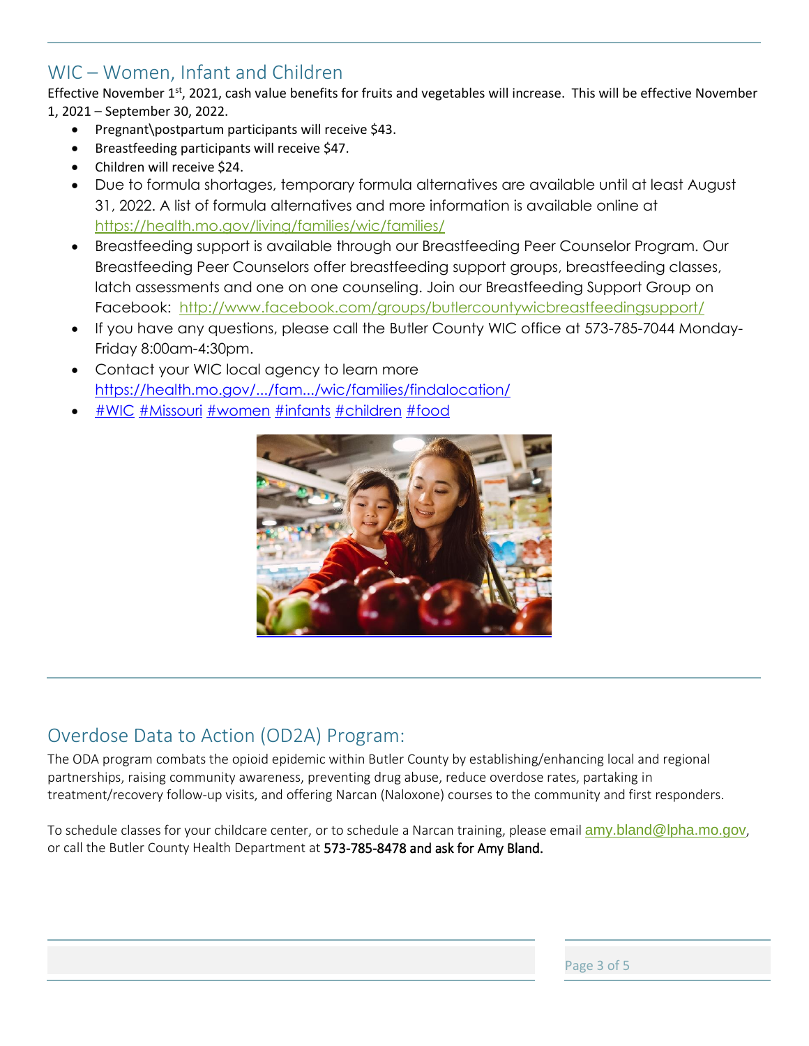## WIC – Women, Infant and Children

Effective November 1st, 2021, cash value benefits for fruits and vegetables will increase. This will be effective November 1, 2021 – September 30, 2022.

- Pregnant\postpartum participants will receive $43.
- Breastfeeding participants will receive $47.
- Children will receive $24.
- Due to formula shortages, temporary formula alternatives are available until at least August 31, 2022. A list of formula alternatives and more information is available online at https://health.mo.gov/living/families/wic/families/
- Breastfeeding support is available through our Breastfeeding Peer Counselor Program. Our Breastfeeding Peer Counselors offer breastfeeding support groups, breastfeeding classes, latch assessments and one on one counseling. Join our Breastfeeding Support Group on Facebook: http://www.facebook.com/groups/butlercountywicbreastfeedingsupport/
- If you have any questions, please call the Butler County WIC office at 573-785-7044 Monday-Friday 8:00am-4:30pm.
- Contact your WIC local agency to learn more https://health.mo.gov/.../fam.../wic/families/findalocation/
- #WIC #Missouri #women #infants #children #food

## Overdose Data to Action (OD2A) Program:

The ODA program combats the opioid epidemic within Butler County by establishing/enhancing local and regional partnerships, raising community awareness, preventing drug abuse, reduce overdose rates, partaking in treatment/recovery follow-up visits, and offering Narcan (Naloxone) courses to the community and first responders.

To schedule classes for your childcare center, or to schedule a Narcan training, please email amy.bland@lpha.mo.gov, or call the Butler County Health Department at **573-785-8478 and ask for Amy Bland.**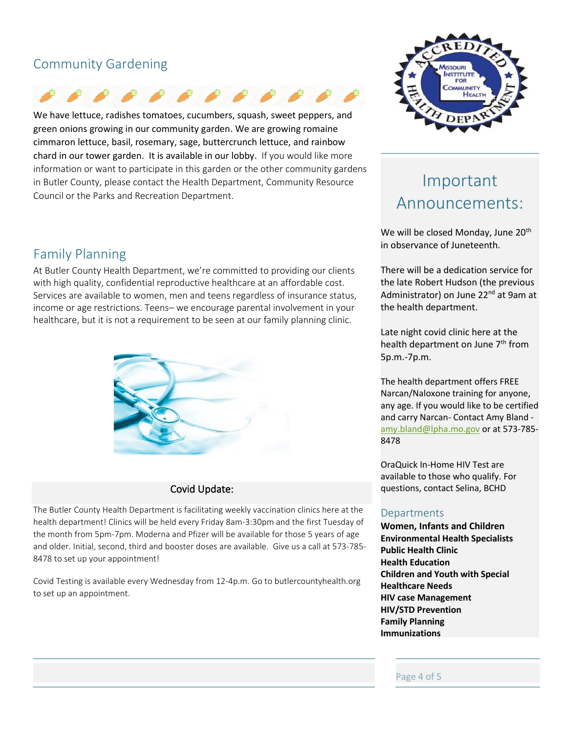## Community Gardening

We have lettuce, radishes tomatoes, cucumbers, squash, sweet peppers, and green onions growing in our community garden. We are growing romaine cimmaron lettuce, basil, rosemary, sage, buttercrunch lettuce, and rainbow chard in our tower garden. It is available in our lobby. If you would like more information or want to participate in this garden or the other community gardens in Butler County, please contact the Health Department, Community Resource Council or the Parks and Recreation Department.

## Family Planning

At Butler County Health Department, we're committed to providing our clients with high quality, confidential reproductive healthcare at an affordable cost. Services are available to women, men and teens regardless of insurance status, income or age restrictions. Teens– we encourage parental involvement in your healthcare, but it is not a requirement to be seen at our family planning clinic.

### Covid Update:

The Butler County Health Department is facilitating weekly vaccination clinics here at the health department! Clinics will be held every Friday 8am-3:30pm and the first Tuesday of the month from 5pm-7pm. Moderna and Pfizer will be available for those 5 years of age and older. Initial, second, third and booster doses are available. Give us a call at 573-785-8478 to set up your appointment!

Covid Testing is available every Wednesday from 12-4p.m. Go to butlercountyhealth.org to set up an appointment.

## Important Announcements:

We will be closed Monday, June 20th in observance of Juneteenth.

There will be a dedication service for the late Robert Hudson (the previous Administrator) on June 22nd at 9am at the health department.

Late night covid clinic here at the health department on June 7th from 5p.m.-7p.m.

The health department offers FREE Narcan/Naloxone training for anyone, any age. If you would like to be certified and carry Narcan- Contact Amy Bland - amy.bland@lpha.mo.gov or at 573-785-8478

OraQuick In-Home HIV Test are available to those who qualify. For questions, contact Selina, BCHD

### Departments

**Women, Infants and Children**
**Environmental Health Specialists**
**Public Health Clinic**
**Health Education**
**Children and Youth with Special Healthcare Needs**
**HIV case Management**
**HIV/STD Prevention**
**Family Planning**
**Immunizations**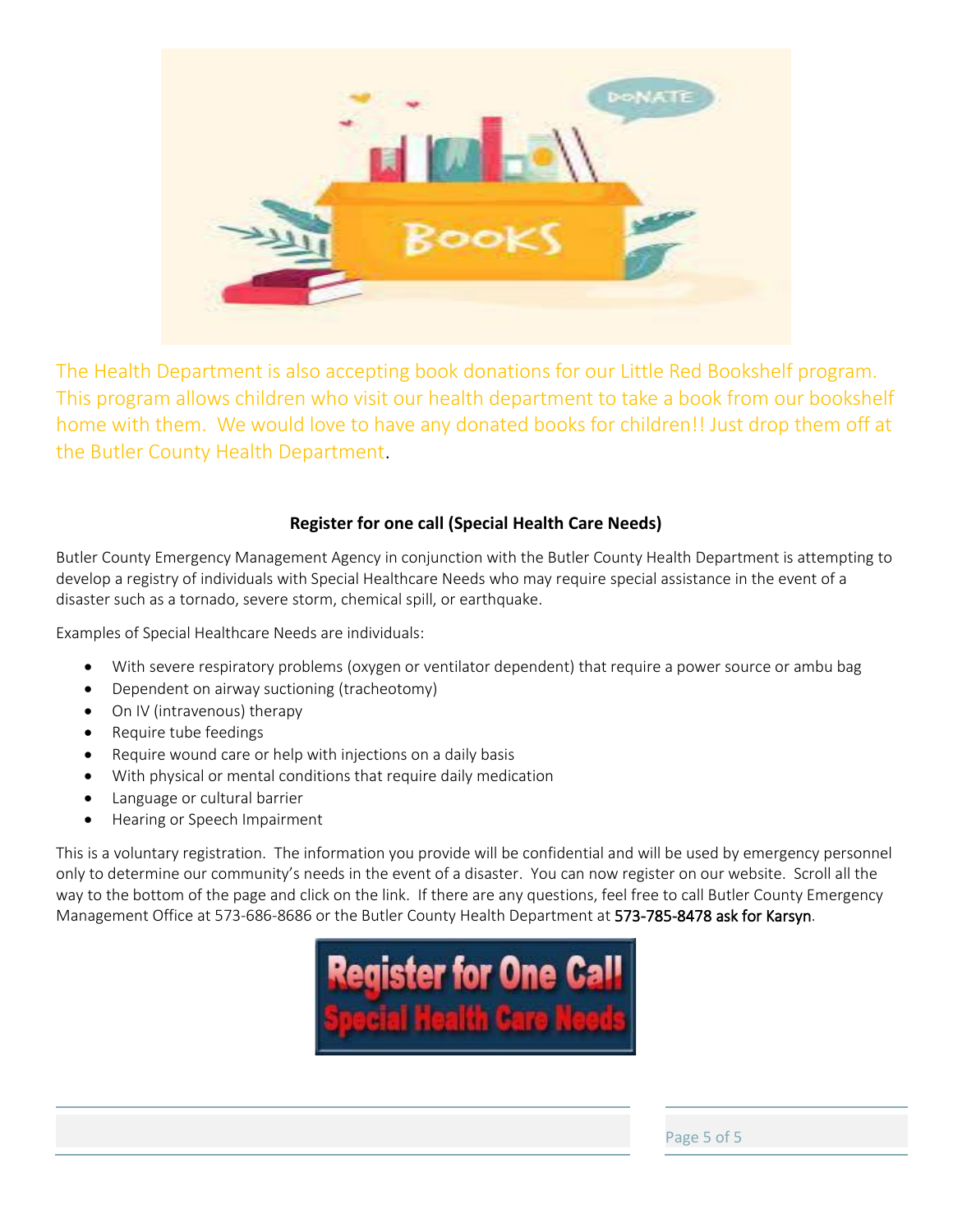The Health Department is also accepting book donations for our Little Red Bookshelf program. This program allows children who visit our health department to take a book from our bookshelf home with them. We would love to have any donated books for children!! Just drop them off at the Butler County Health Department.

**Register for one call (Special Health Care Needs)**

Butler County Emergency Management Agency in conjunction with the Butler County Health Department is attempting to develop a registry of individuals with Special Healthcare Needs who may require special assistance in the event of a disaster such as a tornado, severe storm, chemical spill, or earthquake.

Examples of Special Healthcare Needs are individuals:

- With severe respiratory problems (oxygen or ventilator dependent) that require a power source or ambu bag
- Dependent on airway suctioning (tracheotomy)
- On IV (intravenous) therapy
- Require tube feedings
- Require wound care or help with injections on a daily basis
- With physical or mental conditions that require daily medication
- Language or cultural barrier
- Hearing or Speech Impairment

This is a voluntary registration. The information you provide will be confidential and will be used by emergency personnel only to determine our community's needs in the event of a disaster. You can now register on our website. Scroll all the way to the bottom of the page and click on the link. If there are any questions, feel free to call Butler County Emergency Management Office at 573-686-8686 or the Butler County Health Department at 573-785-8478 ask for Karsyn.

Register for One Call
Special Health Care Needs